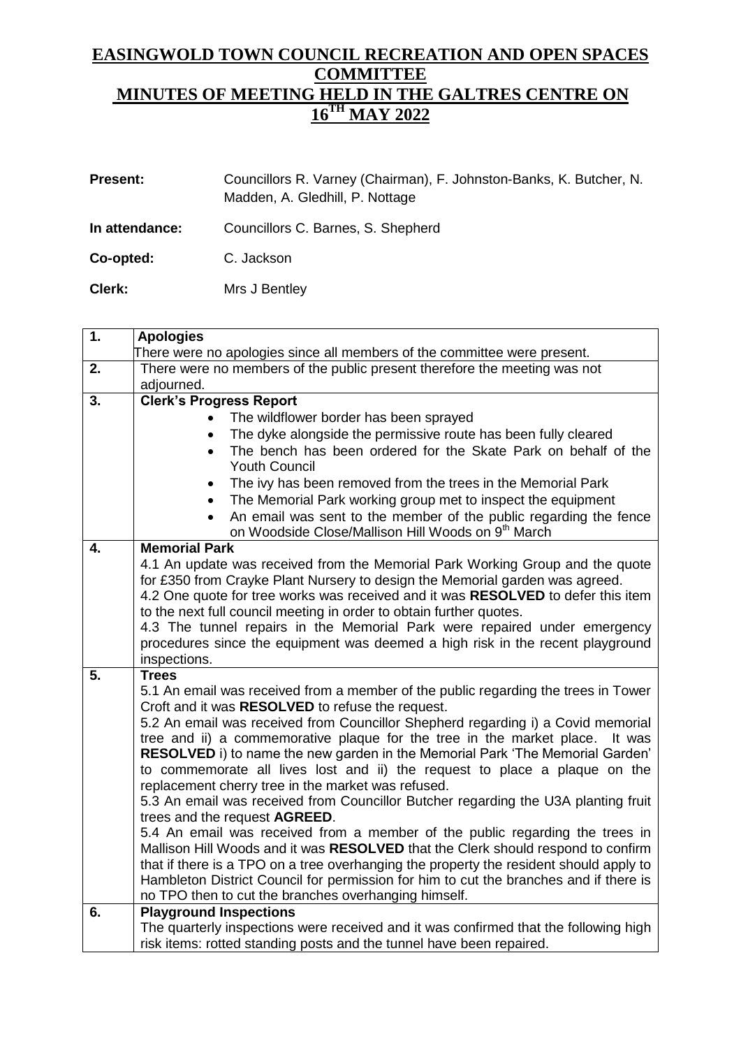# EASINGWOLD TOWN COUNCIL RECREATION AND OPEN SPACES COMMITTEE
# MINUTES OF MEETING HELD IN THE GALTRES CENTRE ON 16TH MAY 2022

**Present:** Councillors R. Varney (Chairman), F. Johnston-Banks, K. Butcher, N. Madden, A. Gledhill, P. Nottage

**In attendance:** Councillors C. Barnes, S. Shepherd

**Co-opted:** C. Jackson

**Clerk:** Mrs J Bentley

| | |
|---|---|
| **1.** | **Apologies**<br>There were no apologies since all members of the committee were present. |
| **2.** | There were no members of the public present therefore the meeting was not adjourned. |
| **3.** | **Clerk's Progress Report**<br>• The wildflower border has been sprayed<br>• The dyke alongside the permissive route has been fully cleared<br>• The bench has been ordered for the Skate Park on behalf of the Youth Council<br>• The ivy has been removed from the trees in the Memorial Park<br>• The Memorial Park working group met to inspect the equipment<br>• An email was sent to the member of the public regarding the fence on Woodside Close/Mallison Hill Woods on 9th March |
| **4.** | **Memorial Park**<br>4.1 An update was received from the Memorial Park Working Group and the quote for £350 from Crayke Plant Nursery to design the Memorial garden was agreed.<br>4.2 One quote for tree works was received and it was **RESOLVED** to defer this item to the next full council meeting in order to obtain further quotes.<br>4.3 The tunnel repairs in the Memorial Park were repaired under emergency procedures since the equipment was deemed a high risk in the recent playground inspections. |
| **5.** | **Trees**<br>5.1 An email was received from a member of the public regarding the trees in Tower Croft and it was **RESOLVED** to refuse the request.<br>5.2 An email was received from Councillor Shepherd regarding i) a Covid memorial tree and ii) a commemorative plaque for the tree in the market place. It was **RESOLVED** i) to name the new garden in the Memorial Park 'The Memorial Garden' to commemorate all lives lost and ii) the request to place a plaque on the replacement cherry tree in the market was refused.<br>5.3 An email was received from Councillor Butcher regarding the U3A planting fruit trees and the request **AGREED**.<br>5.4 An email was received from a member of the public regarding the trees in Mallison Hill Woods and it was **RESOLVED** that the Clerk should respond to confirm that if there is a TPO on a tree overhanging the property the resident should apply to Hambleton District Council for permission for him to cut the branches and if there is no TPO then to cut the branches overhanging himself. |
| **6.** | **Playground Inspections**<br>The quarterly inspections were received and it was confirmed that the following high risk items: rotted standing posts and the tunnel have been repaired. |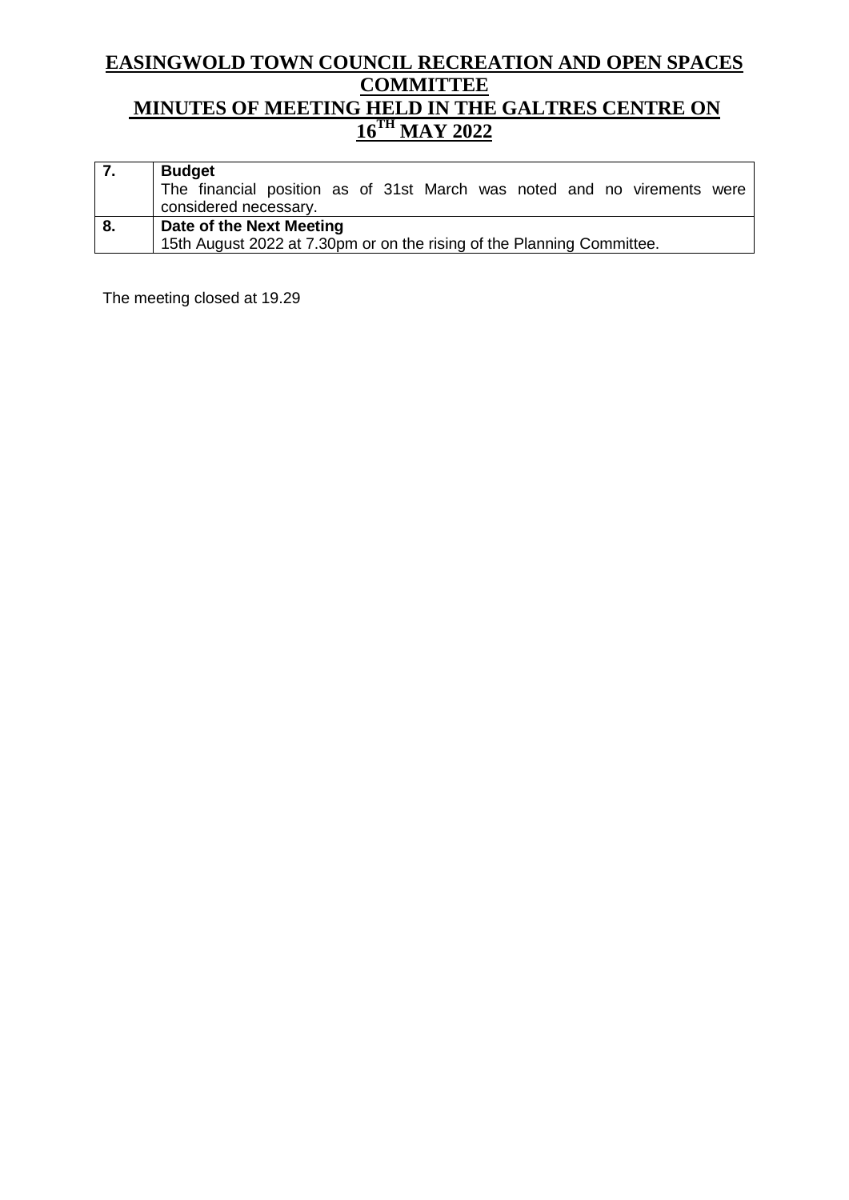# EASINGWOLD TOWN COUNCIL RECREATION AND OPEN SPACES COMMITTEE
# MINUTES OF MEETING HELD IN THE GALTRES CENTRE ON 16TH MAY 2022

| | |
|---|---|
| 7. | **Budget**<br>The financial position as of 31st March was noted and no virements were considered necessary. |
| 8. | **Date of the Next Meeting**<br>15th August 2022 at 7.30pm or on the rising of the Planning Committee. |

The meeting closed at 19.29